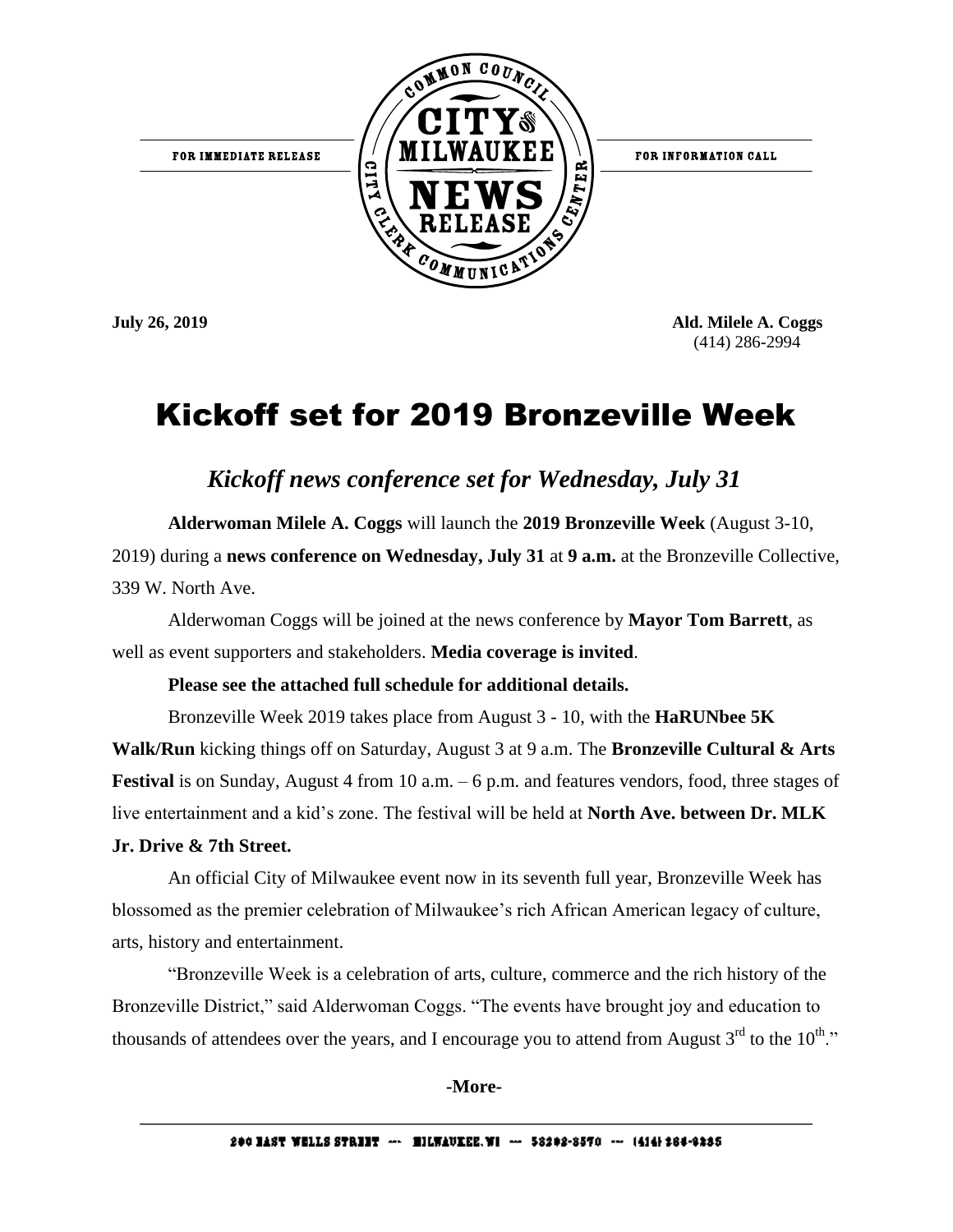FOR IMMEDIATE RELEASE

COMMON COUNCIL CITY OF MILWAUKEE NEWS RELEASE CITY CLERK COMMUNICATIONS CENTER

FOR INFORMATION CALL

**July 26, 2019**

**Ald. Milele A. Coggs**
(414) 286-2994

# Kickoff set for 2019 Bronzeville Week

## *Kickoff news conference set for Wednesday, July 31*

**Alderwoman Milele A. Coggs** will launch the **2019 Bronzeville Week** (August 3-10, 2019) during a **news conference on Wednesday, July 31** at **9 a.m.** at the Bronzeville Collective, 339 W. North Ave.

Alderwoman Coggs will be joined at the news conference by **Mayor Tom Barrett**, as well as event supporters and stakeholders. **Media coverage is invited**.

**Please see the attached full schedule for additional details.**

Bronzeville Week 2019 takes place from August 3 - 10, with the **HaRUNbee 5K Walk/Run** kicking things off on Saturday, August 3 at 9 a.m. The **Bronzeville Cultural & Arts Festival** is on Sunday, August 4 from 10 a.m. – 6 p.m. and features vendors, food, three stages of live entertainment and a kid's zone. The festival will be held at **North Ave. between Dr. MLK Jr. Drive & 7th Street.**

An official City of Milwaukee event now in its seventh full year, Bronzeville Week has blossomed as the premier celebration of Milwaukee's rich African American legacy of culture, arts, history and entertainment.

"Bronzeville Week is a celebration of arts, culture, commerce and the rich history of the Bronzeville District," said Alderwoman Coggs. "The events have brought joy and education to thousands of attendees over the years, and I encourage you to attend from August 3rd to the 10th."

**-More-**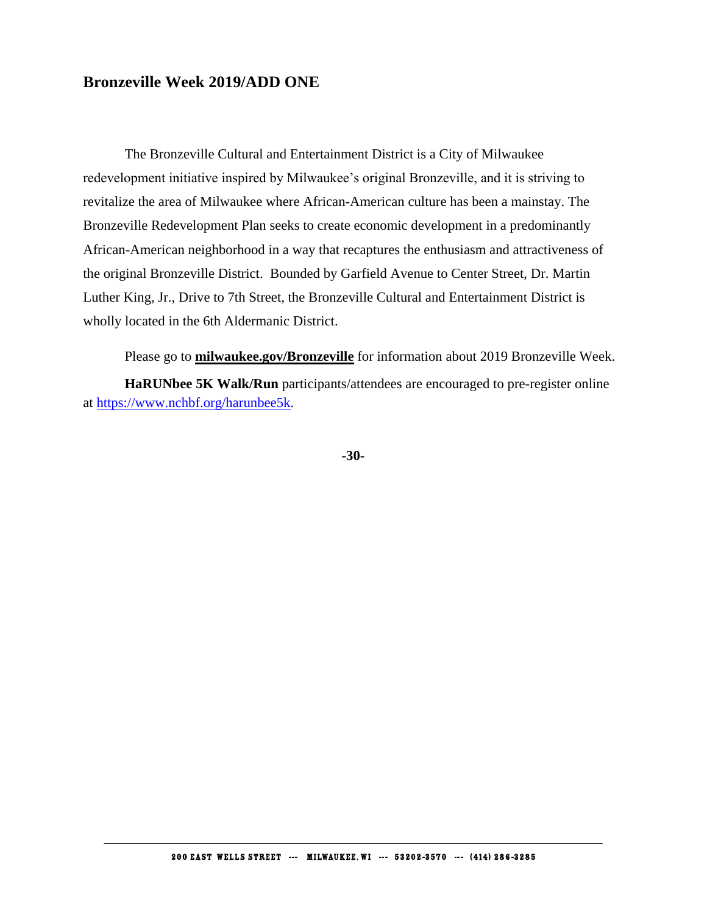## Bronzeville Week 2019/ADD ONE

The Bronzeville Cultural and Entertainment District is a City of Milwaukee redevelopment initiative inspired by Milwaukee's original Bronzeville, and it is striving to revitalize the area of Milwaukee where African-American culture has been a mainstay. The Bronzeville Redevelopment Plan seeks to create economic development in a predominantly African-American neighborhood in a way that recaptures the enthusiasm and attractiveness of the original Bronzeville District. Bounded by Garfield Avenue to Center Street, Dr. Martin Luther King, Jr., Drive to 7th Street, the Bronzeville Cultural and Entertainment District is wholly located in the 6th Aldermanic District.

Please go to **milwaukee.gov/Bronzeville** for information about 2019 Bronzeville Week.

**HaRUNbee 5K Walk/Run** participants/attendees are encouraged to pre-register online at https://www.nchbf.org/harunbee5k.

**-30-**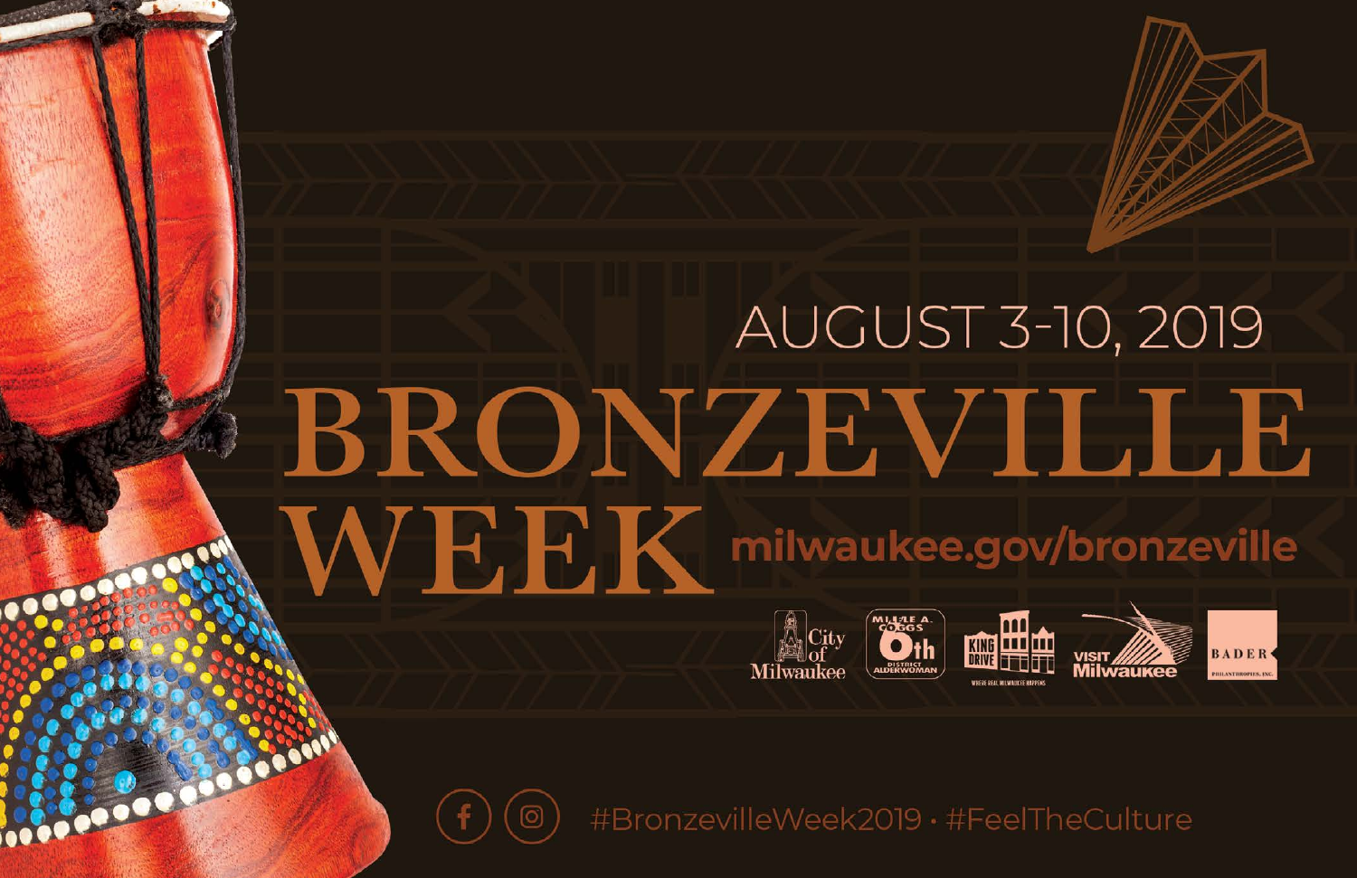AUGUST 3-10, 2019

# BRONZEVILLE WEEK

milwaukee.gov/bronzeville

#BronzevilleWeek2019 · #FeelTheCulture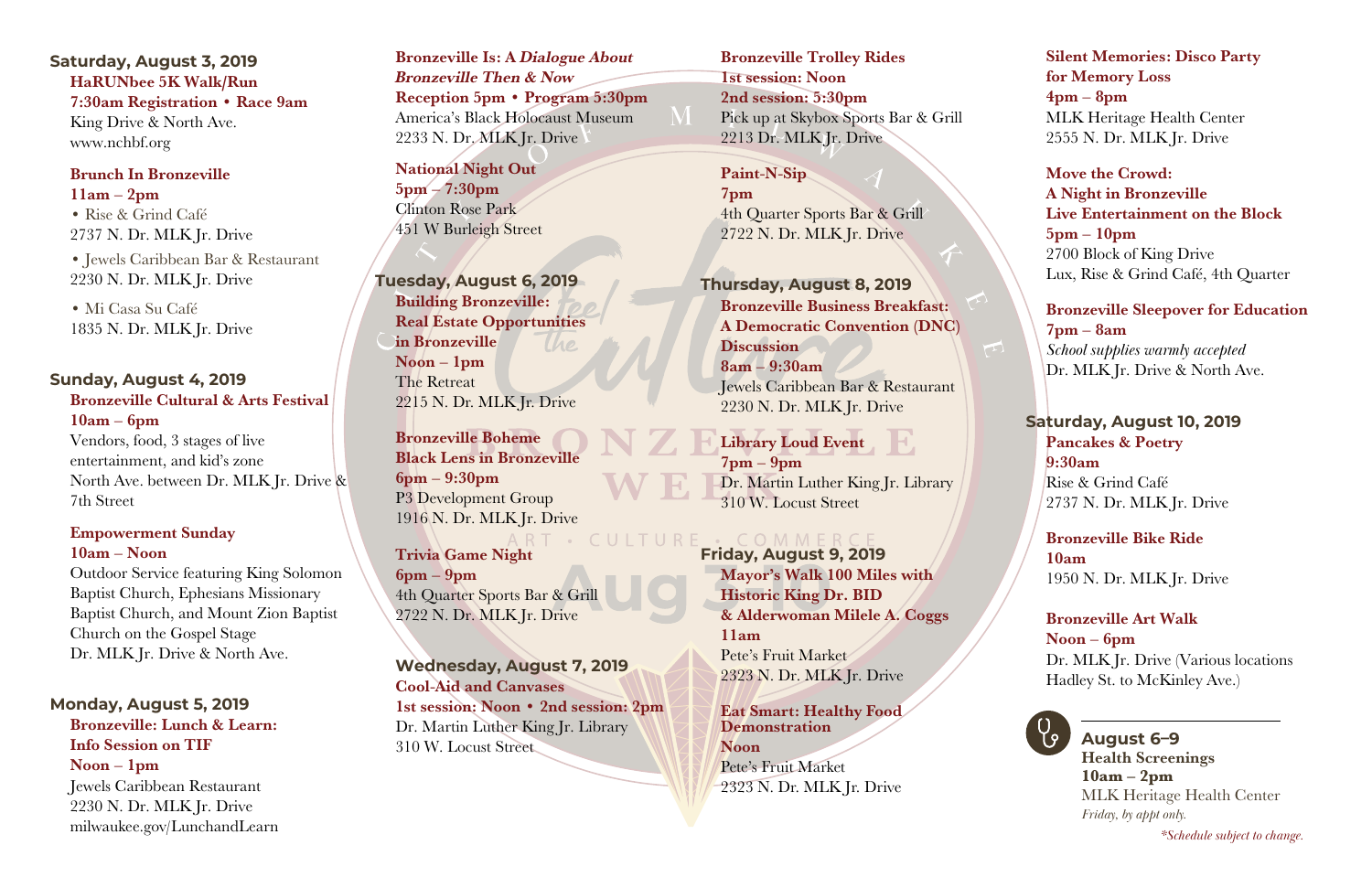## Saturday, August 3, 2019

**HaRUNbee 5K Walk/Run**
**7:30am Registration • Race 9am**
King Drive & North Ave.
www.nchbf.org

**Brunch In Bronzeville**
**11am – 2pm**
- Rise & Grind Café
2737 N. Dr. MLK Jr. Drive
- Jewels Caribbean Bar & Restaurant
2230 N. Dr. MLK Jr. Drive
- Mi Casa Su Café
1835 N. Dr. MLK Jr. Drive

## Sunday, August 4, 2019

**Bronzeville Cultural & Arts Festival**
**10am – 6pm**
Vendors, food, 3 stages of live entertainment, and kid's zone
North Ave. between Dr. MLK Jr. Drive & 7th Street

**Empowerment Sunday**
**10am – Noon**
Outdoor Service featuring King Solomon Baptist Church, Ephesians Missionary Baptist Church, and Mount Zion Baptist Church on the Gospel Stage
Dr. MLK Jr. Drive & North Ave.

## Monday, August 5, 2019

**Bronzeville: Lunch & Learn: Info Session on TIF**
**Noon – 1pm**
Jewels Caribbean Restaurant
2230 N. Dr. MLK Jr. Drive
milwaukee.gov/LunchandLearn

**Bronzeville Is: A *Dialogue About Bronzeville Then & Now***
**Reception 5pm • Program 5:30pm**
America's Black Holocaust Museum
2233 N. Dr. MLK Jr. Drive

**National Night Out**
**5pm – 7:30pm**
Clinton Rose Park
451 W Burleigh Street

## Tuesday, August 6, 2019

**Building Bronzeville: Real Estate Opportunities in Bronzeville**
**Noon – 1pm**
The Retreat
2215 N. Dr. MLK Jr. Drive

**Bronzeville Boheme Black Lens in Bronzeville**
**6pm – 9:30pm**
P3 Development Group
1916 N. Dr. MLK Jr. Drive

**Trivia Game Night**
**6pm – 9pm**
4th Quarter Sports Bar & Grill
2722 N. Dr. MLK Jr. Drive

## Wednesday, August 7, 2019

**Cool-Aid and Canvases**
**1st session: Noon • 2nd session: 2pm**
Dr. Martin Luther King Jr. Library
310 W. Locust Street

**Bronzeville Trolley Rides**
**1st session: Noon**
**2nd session: 5:30pm**
Pick up at Skybox Sports Bar & Grill
2213 Dr. MLK Jr. Drive

**Paint-N-Sip**
**7pm**
4th Quarter Sports Bar & Grill
2722 N. Dr. MLK Jr. Drive

## Thursday, August 8, 2019

**Bronzeville Business Breakfast: A Democratic Convention (DNC) Discussion**
**8am – 9:30am**
Jewels Caribbean Bar & Restaurant
2230 N. Dr. MLK Jr. Drive

**Library Loud Event**
**7pm – 9pm**
Dr. Martin Luther King Jr. Library
310 W. Locust Street

## Friday, August 9, 2019

**Mayor's Walk 100 Miles with Historic King Dr. BID & Alderwoman Milele A. Coggs**
**11am**
Pete's Fruit Market
2323 N. Dr. MLK Jr. Drive

**Eat Smart: Healthy Food Demonstration**
**Noon**
Pete's Fruit Market
2323 N. Dr. MLK Jr. Drive

**Silent Memories: Disco Party for Memory Loss**
**4pm – 8pm**
MLK Heritage Health Center
2555 N. Dr. MLK Jr. Drive

**Move the Crowd: A Night in Bronzeville Live Entertainment on the Block**
**5pm – 10pm**
2700 Block of King Drive
Lux, Rise & Grind Café, 4th Quarter

**Bronzeville Sleepover for Education**
**7pm – 8am**
*School supplies warmly accepted*
Dr. MLK Jr. Drive & North Ave.

## Saturday, August 10, 2019

**Pancakes & Poetry**
**9:30am**
Rise & Grind Café
2737 N. Dr. MLK Jr. Drive

**Bronzeville Bike Ride**
**10am**
1950 N. Dr. MLK Jr. Drive

**Bronzeville Art Walk**
**Noon – 6pm**
Dr. MLK Jr. Drive (Various locations Hadley St. to McKinley Ave.)

## August 6–9

**Health Screenings**
**10am – 2pm**
MLK Heritage Health Center
*Friday, by appt only.*

*\*Schedule subject to change.*